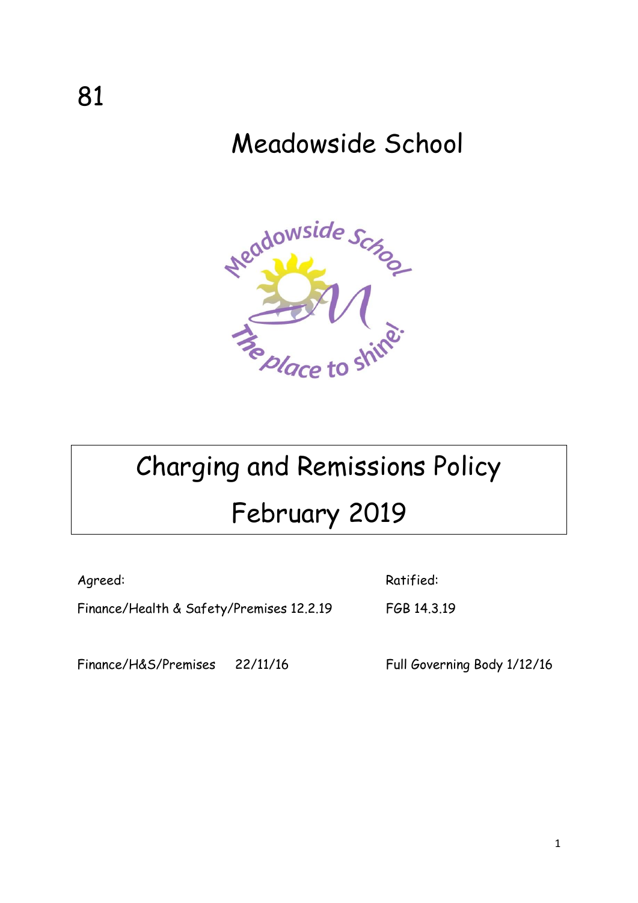81

# Meadowside School

## Charging and Remissions Policy

## February 2019

| Agreed: | Ratified: |
|---|---|
| Finance/Health & Safety/Premises 12.2.19 | FGB 14.3.19 |
| Finance/H&S/Premises 22/11/16 | Full Governing Body 1/12/16 |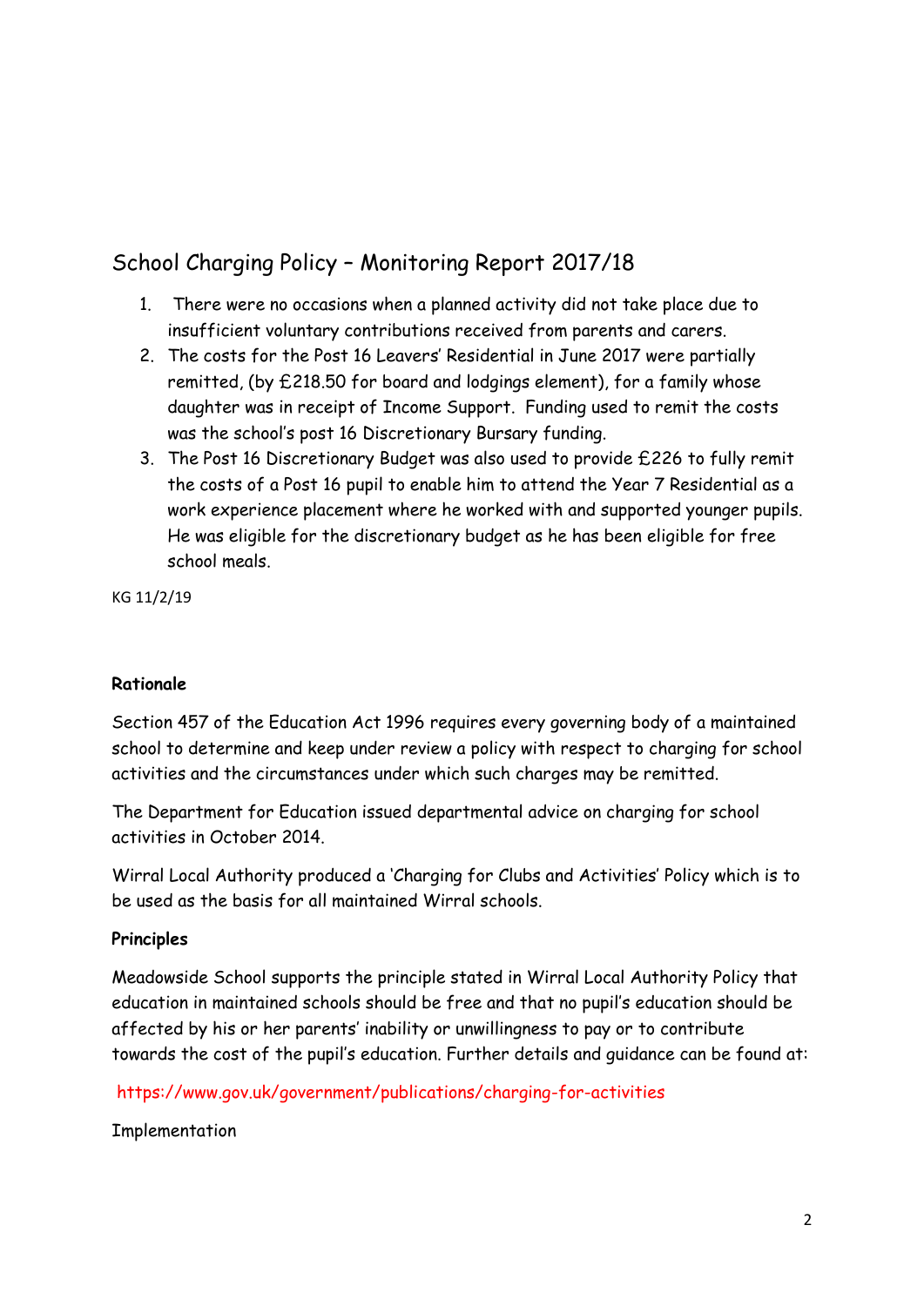## School Charging Policy – Monitoring Report 2017/18

1. There were no occasions when a planned activity did not take place due to insufficient voluntary contributions received from parents and carers.
2. The costs for the Post 16 Leavers' Residential in June 2017 were partially remitted, (by £218.50 for board and lodgings element), for a family whose daughter was in receipt of Income Support. Funding used to remit the costs was the school's post 16 Discretionary Bursary funding.
3. The Post 16 Discretionary Budget was also used to provide £226 to fully remit the costs of a Post 16 pupil to enable him to attend the Year 7 Residential as a work experience placement where he worked with and supported younger pupils. He was eligible for the discretionary budget as he has been eligible for free school meals.

KG 11/2/19

**Rationale**

Section 457 of the Education Act 1996 requires every governing body of a maintained school to determine and keep under review a policy with respect to charging for school activities and the circumstances under which such charges may be remitted.

The Department for Education issued departmental advice on charging for school activities in October 2014.

Wirral Local Authority produced a 'Charging for Clubs and Activities' Policy which is to be used as the basis for all maintained Wirral schools.

**Principles**

Meadowside School supports the principle stated in Wirral Local Authority Policy that education in maintained schools should be free and that no pupil's education should be affected by his or her parents' inability or unwillingness to pay or to contribute towards the cost of the pupil's education. Further details and guidance can be found at:

https://www.gov.uk/government/publications/charging-for-activities

Implementation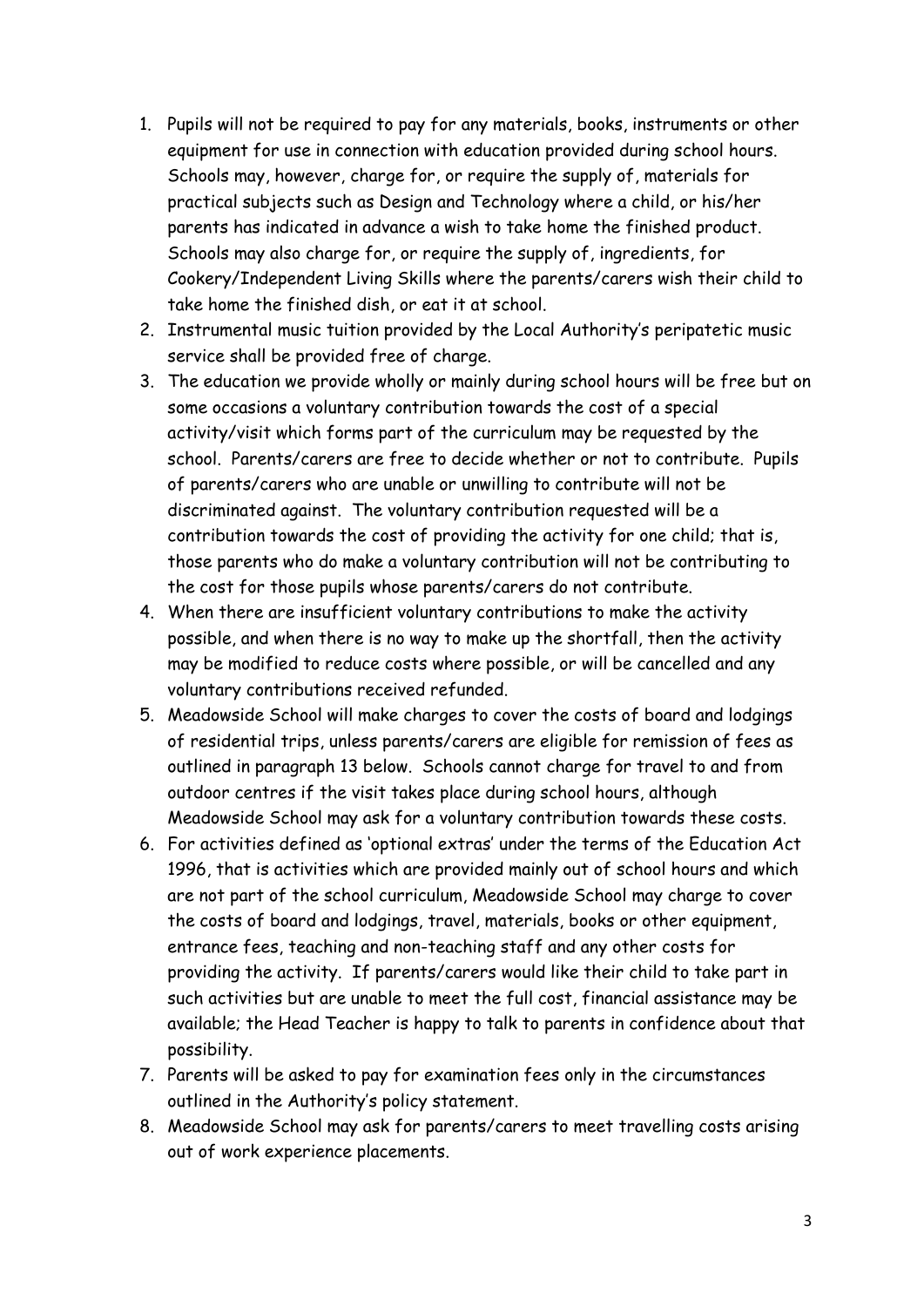1. Pupils will not be required to pay for any materials, books, instruments or other equipment for use in connection with education provided during school hours. Schools may, however, charge for, or require the supply of, materials for practical subjects such as Design and Technology where a child, or his/her parents has indicated in advance a wish to take home the finished product. Schools may also charge for, or require the supply of, ingredients, for Cookery/Independent Living Skills where the parents/carers wish their child to take home the finished dish, or eat it at school.
2. Instrumental music tuition provided by the Local Authority's peripatetic music service shall be provided free of charge.
3. The education we provide wholly or mainly during school hours will be free but on some occasions a voluntary contribution towards the cost of a special activity/visit which forms part of the curriculum may be requested by the school. Parents/carers are free to decide whether or not to contribute. Pupils of parents/carers who are unable or unwilling to contribute will not be discriminated against. The voluntary contribution requested will be a contribution towards the cost of providing the activity for one child; that is, those parents who do make a voluntary contribution will not be contributing to the cost for those pupils whose parents/carers do not contribute.
4. When there are insufficient voluntary contributions to make the activity possible, and when there is no way to make up the shortfall, then the activity may be modified to reduce costs where possible, or will be cancelled and any voluntary contributions received refunded.
5. Meadowside School will make charges to cover the costs of board and lodgings of residential trips, unless parents/carers are eligible for remission of fees as outlined in paragraph 13 below. Schools cannot charge for travel to and from outdoor centres if the visit takes place during school hours, although Meadowside School may ask for a voluntary contribution towards these costs.
6. For activities defined as 'optional extras' under the terms of the Education Act 1996, that is activities which are provided mainly out of school hours and which are not part of the school curriculum, Meadowside School may charge to cover the costs of board and lodgings, travel, materials, books or other equipment, entrance fees, teaching and non-teaching staff and any other costs for providing the activity. If parents/carers would like their child to take part in such activities but are unable to meet the full cost, financial assistance may be available; the Head Teacher is happy to talk to parents in confidence about that possibility.
7. Parents will be asked to pay for examination fees only in the circumstances outlined in the Authority's policy statement.
8. Meadowside School may ask for parents/carers to meet travelling costs arising out of work experience placements.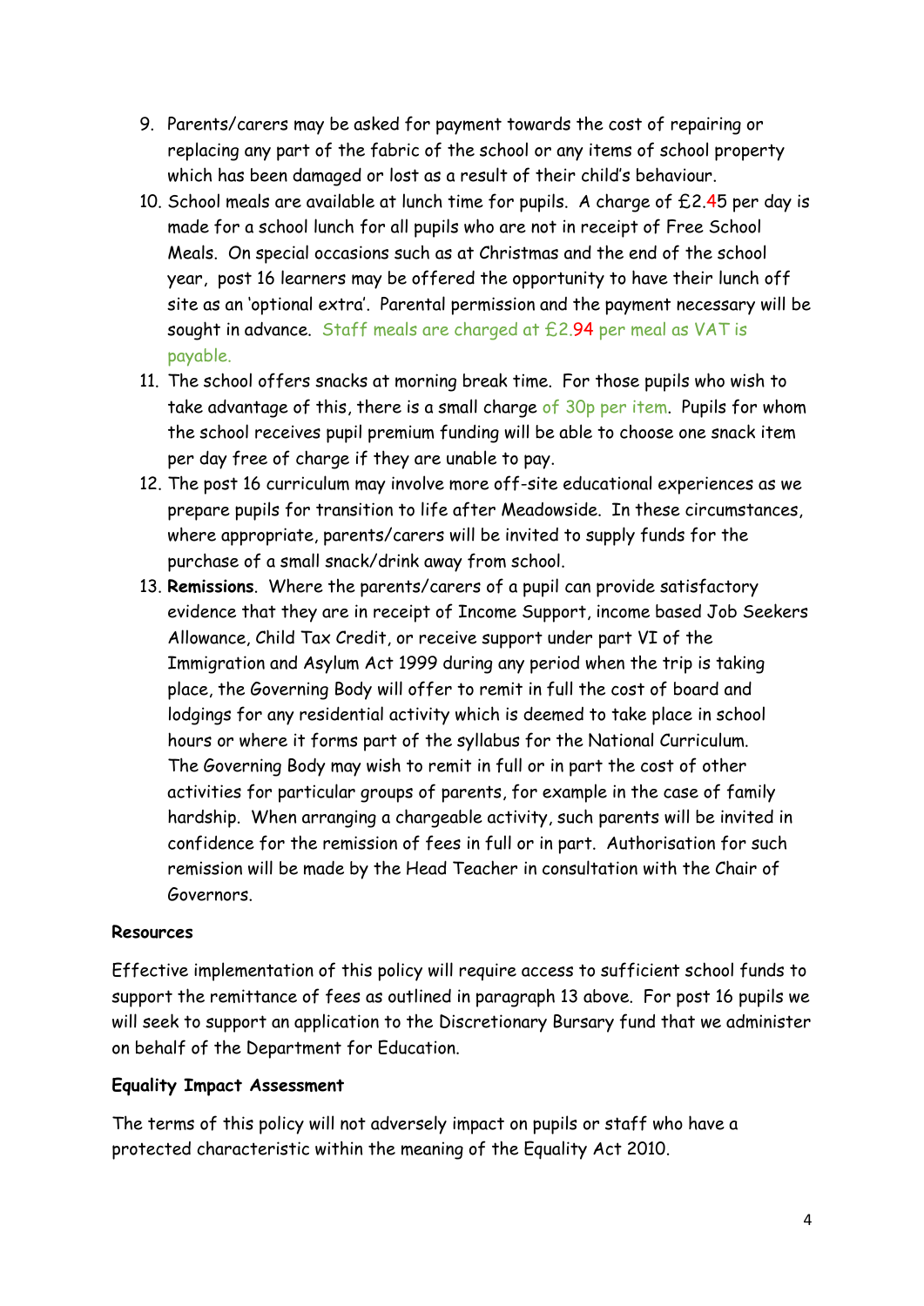9. Parents/carers may be asked for payment towards the cost of repairing or replacing any part of the fabric of the school or any items of school property which has been damaged or lost as a result of their child's behaviour.
10. School meals are available at lunch time for pupils. A charge of £2.45 per day is made for a school lunch for all pupils who are not in receipt of Free School Meals. On special occasions such as at Christmas and the end of the school year, post 16 learners may be offered the opportunity to have their lunch off site as an 'optional extra'. Parental permission and the payment necessary will be sought in advance. Staff meals are charged at £2.94 per meal as VAT is payable.
11. The school offers snacks at morning break time. For those pupils who wish to take advantage of this, there is a small charge of 30p per item. Pupils for whom the school receives pupil premium funding will be able to choose one snack item per day free of charge if they are unable to pay.
12. The post 16 curriculum may involve more off-site educational experiences as we prepare pupils for transition to life after Meadowside. In these circumstances, where appropriate, parents/carers will be invited to supply funds for the purchase of a small snack/drink away from school.
13. **Remissions**. Where the parents/carers of a pupil can provide satisfactory evidence that they are in receipt of Income Support, income based Job Seekers Allowance, Child Tax Credit, or receive support under part VI of the Immigration and Asylum Act 1999 during any period when the trip is taking place, the Governing Body will offer to remit in full the cost of board and lodgings for any residential activity which is deemed to take place in school hours or where it forms part of the syllabus for the National Curriculum. The Governing Body may wish to remit in full or in part the cost of other activities for particular groups of parents, for example in the case of family hardship. When arranging a chargeable activity, such parents will be invited in confidence for the remission of fees in full or in part. Authorisation for such remission will be made by the Head Teacher in consultation with the Chair of Governors.

**Resources**

Effective implementation of this policy will require access to sufficient school funds to support the remittance of fees as outlined in paragraph 13 above. For post 16 pupils we will seek to support an application to the Discretionary Bursary fund that we administer on behalf of the Department for Education.

**Equality Impact Assessment**

The terms of this policy will not adversely impact on pupils or staff who have a protected characteristic within the meaning of the Equality Act 2010.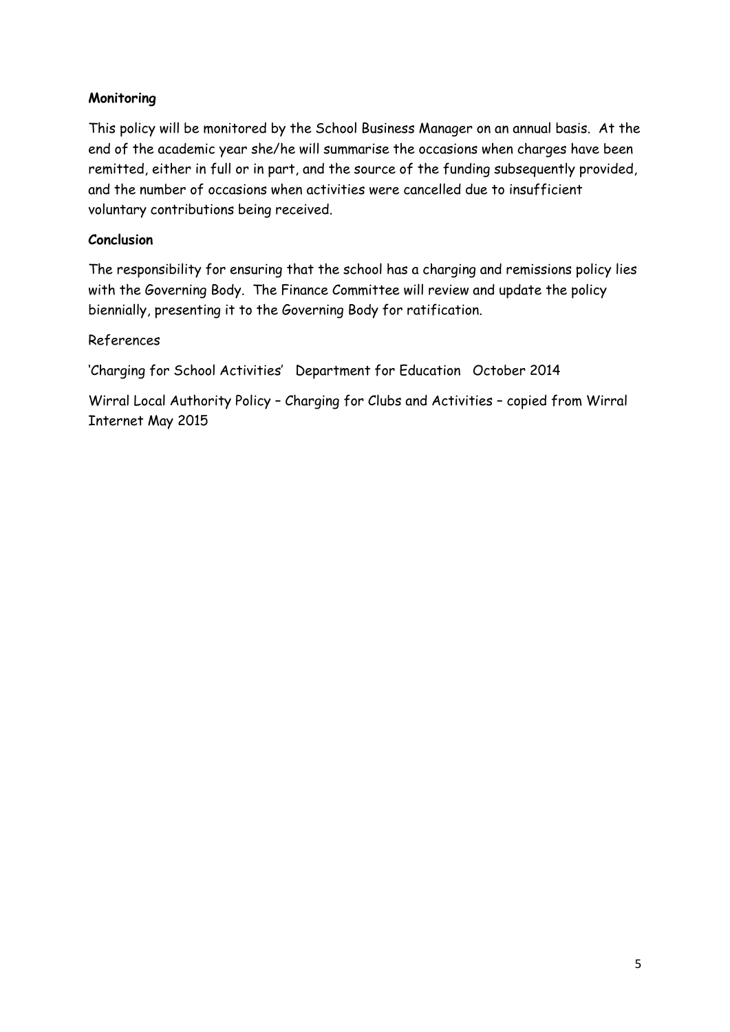**Monitoring**

This policy will be monitored by the School Business Manager on an annual basis. At the end of the academic year she/he will summarise the occasions when charges have been remitted, either in full or in part, and the source of the funding subsequently provided, and the number of occasions when activities were cancelled due to insufficient voluntary contributions being received.

**Conclusion**

The responsibility for ensuring that the school has a charging and remissions policy lies with the Governing Body. The Finance Committee will review and update the policy biennially, presenting it to the Governing Body for ratification.

References

'Charging for School Activities' Department for Education October 2014

Wirral Local Authority Policy – Charging for Clubs and Activities – copied from Wirral Internet May 2015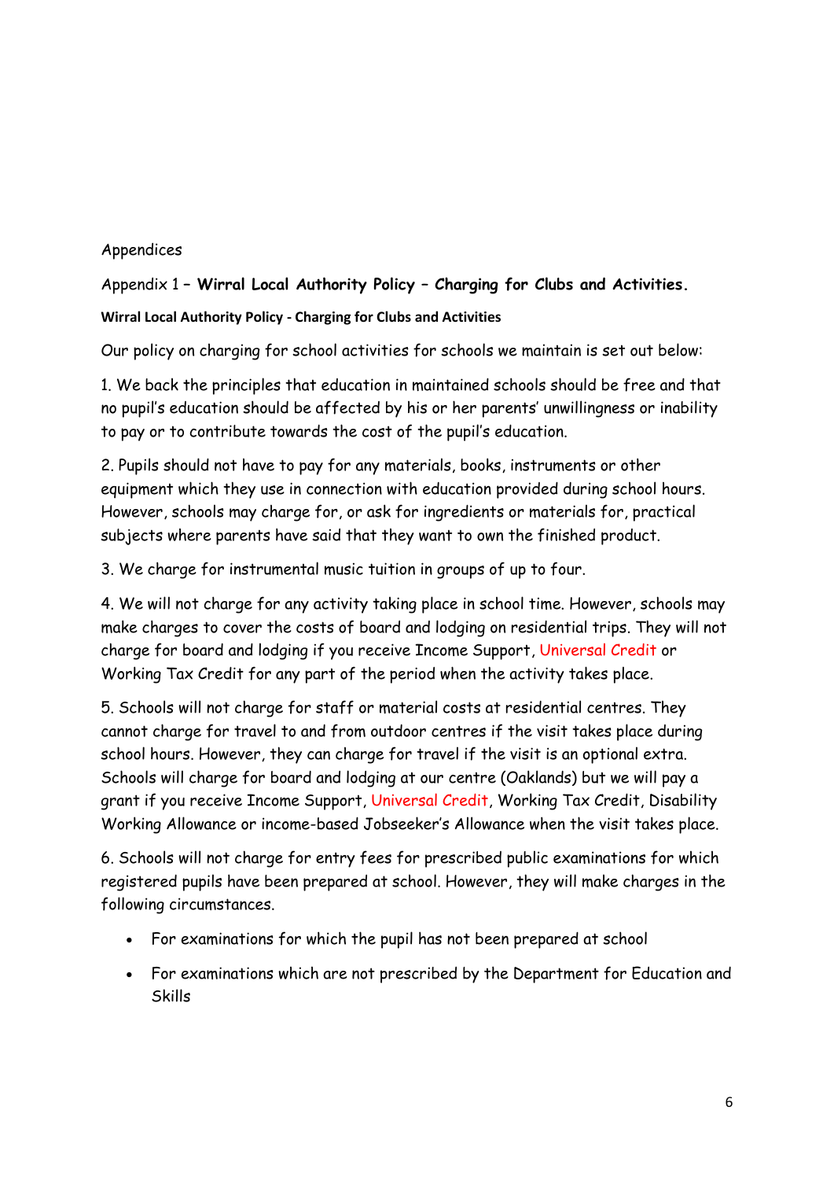Appendices

Appendix 1 – **Wirral Local Authority Policy – Charging for Clubs and Activities.**

**Wirral Local Authority Policy - Charging for Clubs and Activities**

Our policy on charging for school activities for schools we maintain is set out below:

1. We back the principles that education in maintained schools should be free and that no pupil's education should be affected by his or her parents' unwillingness or inability to pay or to contribute towards the cost of the pupil's education.

2. Pupils should not have to pay for any materials, books, instruments or other equipment which they use in connection with education provided during school hours. However, schools may charge for, or ask for ingredients or materials for, practical subjects where parents have said that they want to own the finished product.

3. We charge for instrumental music tuition in groups of up to four.

4. We will not charge for any activity taking place in school time. However, schools may make charges to cover the costs of board and lodging on residential trips. They will not charge for board and lodging if you receive Income Support, Universal Credit or Working Tax Credit for any part of the period when the activity takes place.

5. Schools will not charge for staff or material costs at residential centres. They cannot charge for travel to and from outdoor centres if the visit takes place during school hours. However, they can charge for travel if the visit is an optional extra. Schools will charge for board and lodging at our centre (Oaklands) but we will pay a grant if you receive Income Support, Universal Credit, Working Tax Credit, Disability Working Allowance or income-based Jobseeker's Allowance when the visit takes place.

6. Schools will not charge for entry fees for prescribed public examinations for which registered pupils have been prepared at school. However, they will make charges in the following circumstances.

- For examinations for which the pupil has not been prepared at school
- For examinations which are not prescribed by the Department for Education and Skills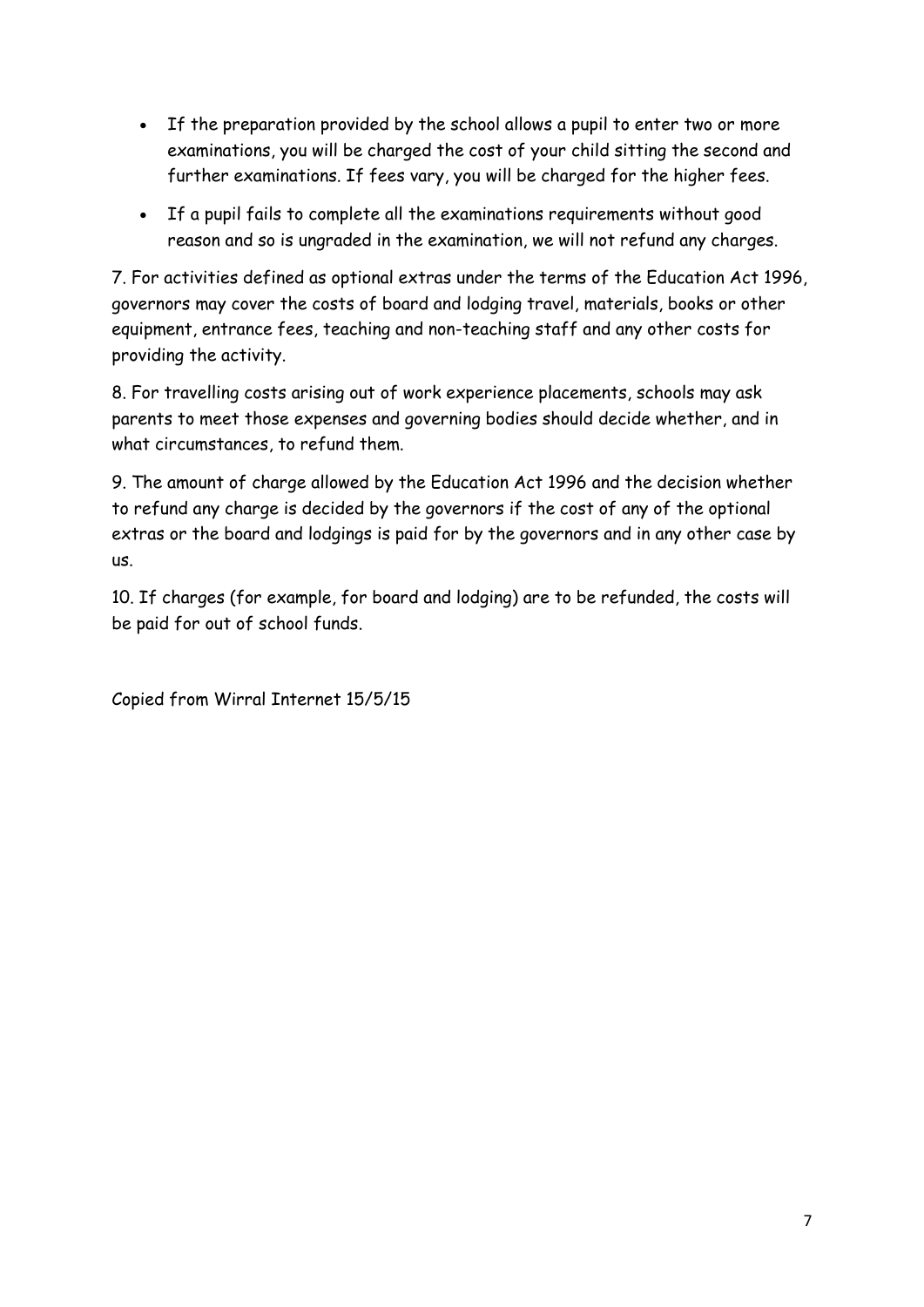- If the preparation provided by the school allows a pupil to enter two or more examinations, you will be charged the cost of your child sitting the second and further examinations. If fees vary, you will be charged for the higher fees.
- If a pupil fails to complete all the examinations requirements without good reason and so is ungraded in the examination, we will not refund any charges.

7. For activities defined as optional extras under the terms of the Education Act 1996, governors may cover the costs of board and lodging travel, materials, books or other equipment, entrance fees, teaching and non-teaching staff and any other costs for providing the activity.

8. For travelling costs arising out of work experience placements, schools may ask parents to meet those expenses and governing bodies should decide whether, and in what circumstances, to refund them.

9. The amount of charge allowed by the Education Act 1996 and the decision whether to refund any charge is decided by the governors if the cost of any of the optional extras or the board and lodgings is paid for by the governors and in any other case by us.

10. If charges (for example, for board and lodging) are to be refunded, the costs will be paid for out of school funds.

Copied from Wirral Internet 15/5/15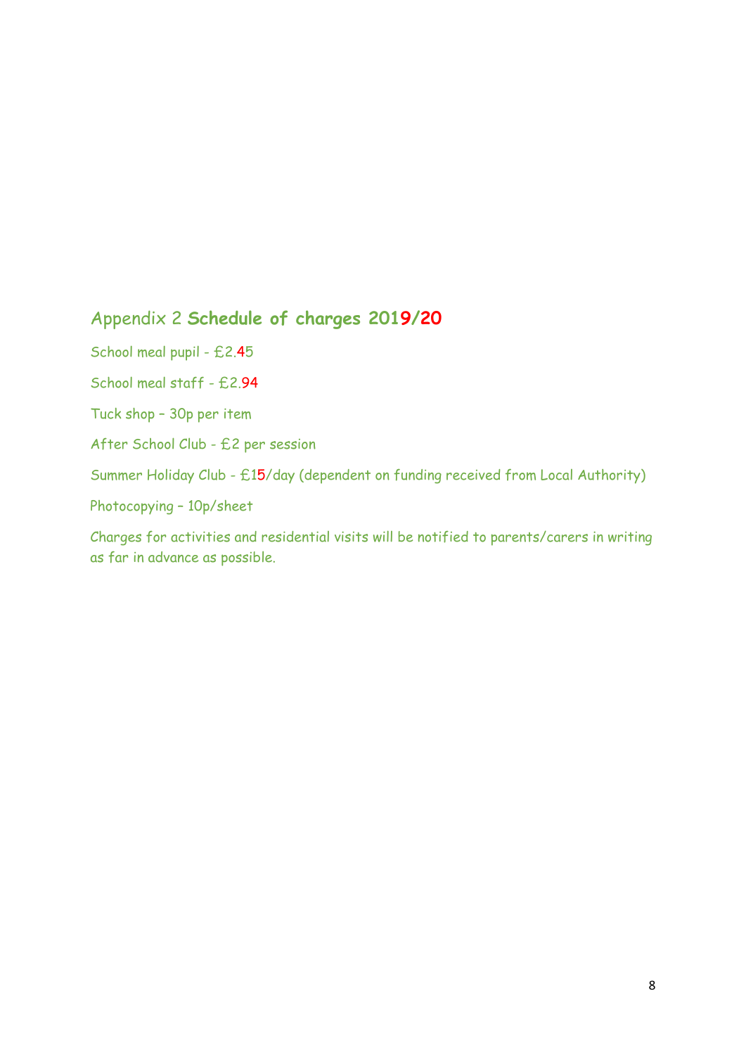## Appendix 2 **Schedule of charges 2019/20**

School meal pupil - £2.45

School meal staff - £2.94

Tuck shop – 30p per item

After School Club - £2 per session

Summer Holiday Club - £15/day (dependent on funding received from Local Authority)

Photocopying – 10p/sheet

Charges for activities and residential visits will be notified to parents/carers in writing as far in advance as possible.